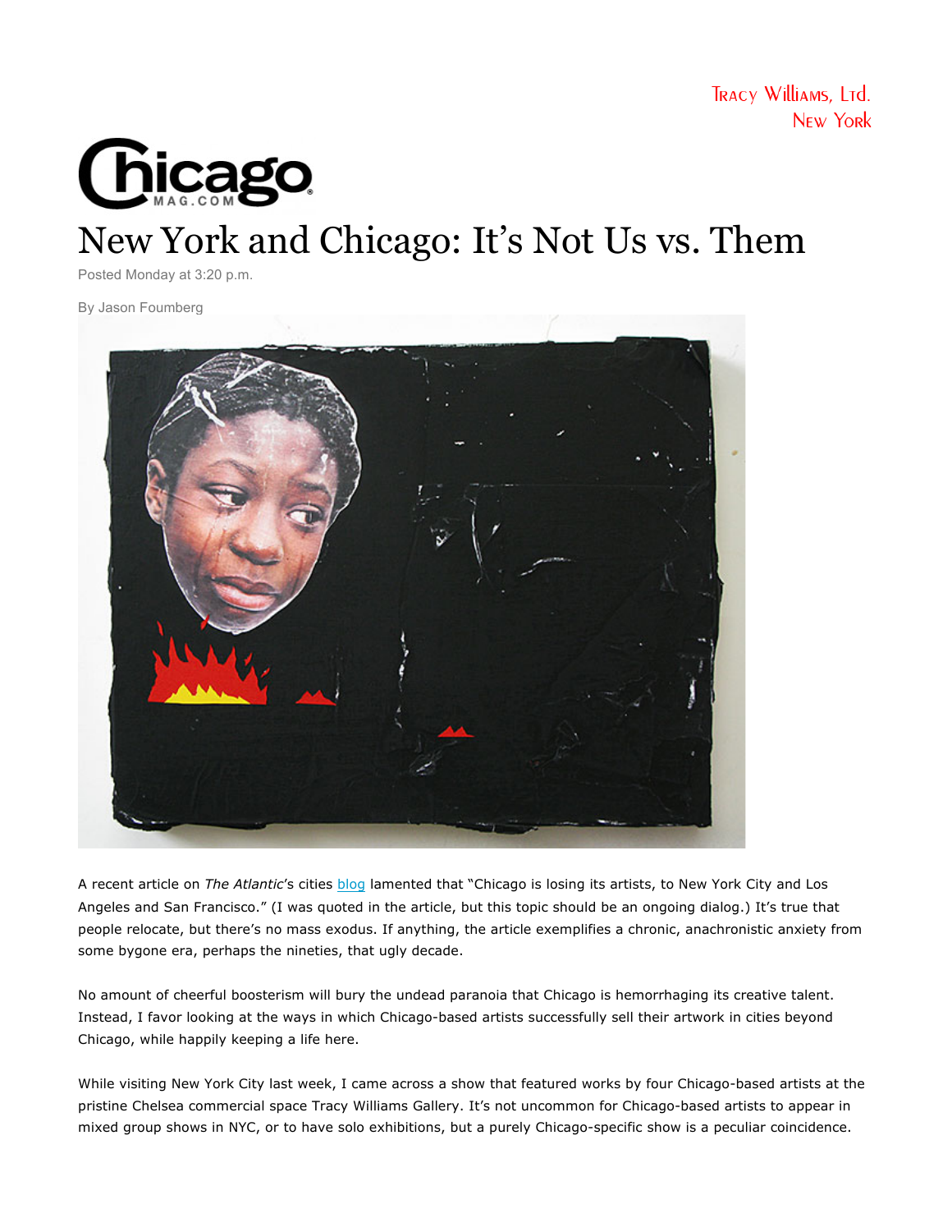Tracy Williams, Ltd.
New York

Chicago MAG.COM

# New York and Chicago: It's Not Us vs. Them

Posted Monday at 3:20 p.m.

By Jason Foumberg

A recent article on *The Atlantic*'s cities blog lamented that "Chicago is losing its artists, to New York City and Los Angeles and San Francisco." (I was quoted in the article, but this topic should be an ongoing dialog.) It's true that people relocate, but there's no mass exodus. If anything, the article exemplifies a chronic, anachronistic anxiety from some bygone era, perhaps the nineties, that ugly decade.

No amount of cheerful boosterism will bury the undead paranoia that Chicago is hemorrhaging its creative talent. Instead, I favor looking at the ways in which Chicago-based artists successfully sell their artwork in cities beyond Chicago, while happily keeping a life here.

While visiting New York City last week, I came across a show that featured works by four Chicago-based artists at the pristine Chelsea commercial space Tracy Williams Gallery. It's not uncommon for Chicago-based artists to appear in mixed group shows in NYC, or to have solo exhibitions, but a purely Chicago-specific show is a peculiar coincidence.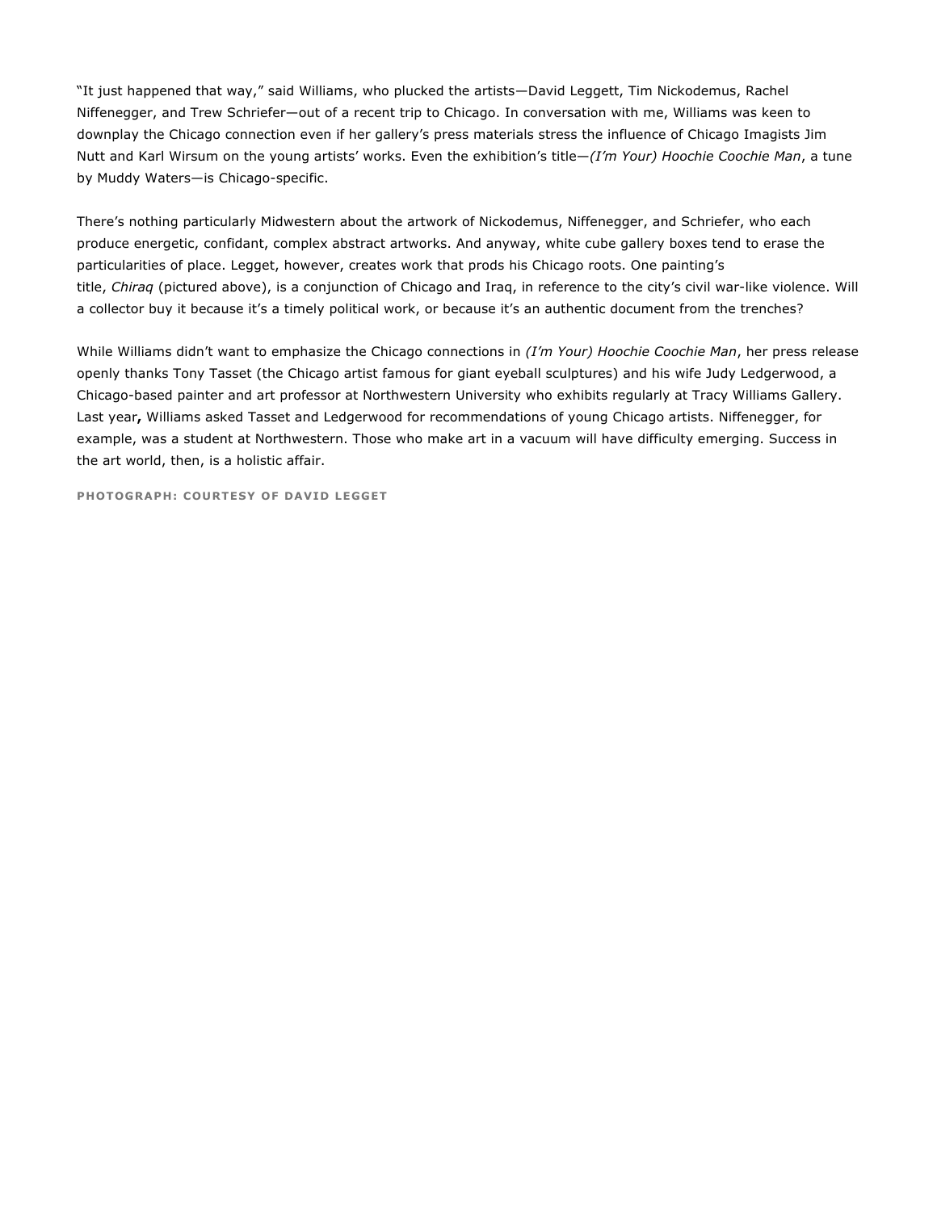"It just happened that way," said Williams, who plucked the artists—David Leggett, Tim Nickodemus, Rachel Niffenegger, and Trew Schriefer—out of a recent trip to Chicago. In conversation with me, Williams was keen to downplay the Chicago connection even if her gallery's press materials stress the influence of Chicago Imagists Jim Nutt and Karl Wirsum on the young artists' works. Even the exhibition's title—*(I'm Your) Hoochie Coochie Man*, a tune by Muddy Waters—is Chicago-specific.

There's nothing particularly Midwestern about the artwork of Nickodemus, Niffenegger, and Schriefer, who each produce energetic, confidant, complex abstract artworks. And anyway, white cube gallery boxes tend to erase the particularities of place. Legget, however, creates work that prods his Chicago roots. One painting's title, *Chiraq* (pictured above), is a conjunction of Chicago and Iraq, in reference to the city's civil war-like violence. Will a collector buy it because it's a timely political work, or because it's an authentic document from the trenches?

While Williams didn't want to emphasize the Chicago connections in *(I'm Your) Hoochie Coochie Man*, her press release openly thanks Tony Tasset (the Chicago artist famous for giant eyeball sculptures) and his wife Judy Ledgerwood, a Chicago-based painter and art professor at Northwestern University who exhibits regularly at Tracy Williams Gallery. Last year**,** Williams asked Tasset and Ledgerwood for recommendations of young Chicago artists. Niffenegger, for example, was a student at Northwestern. Those who make art in a vacuum will have difficulty emerging. Success in the art world, then, is a holistic affair.

**PHOTOGRAPH: COURTESY OF DAVID LEGGET**